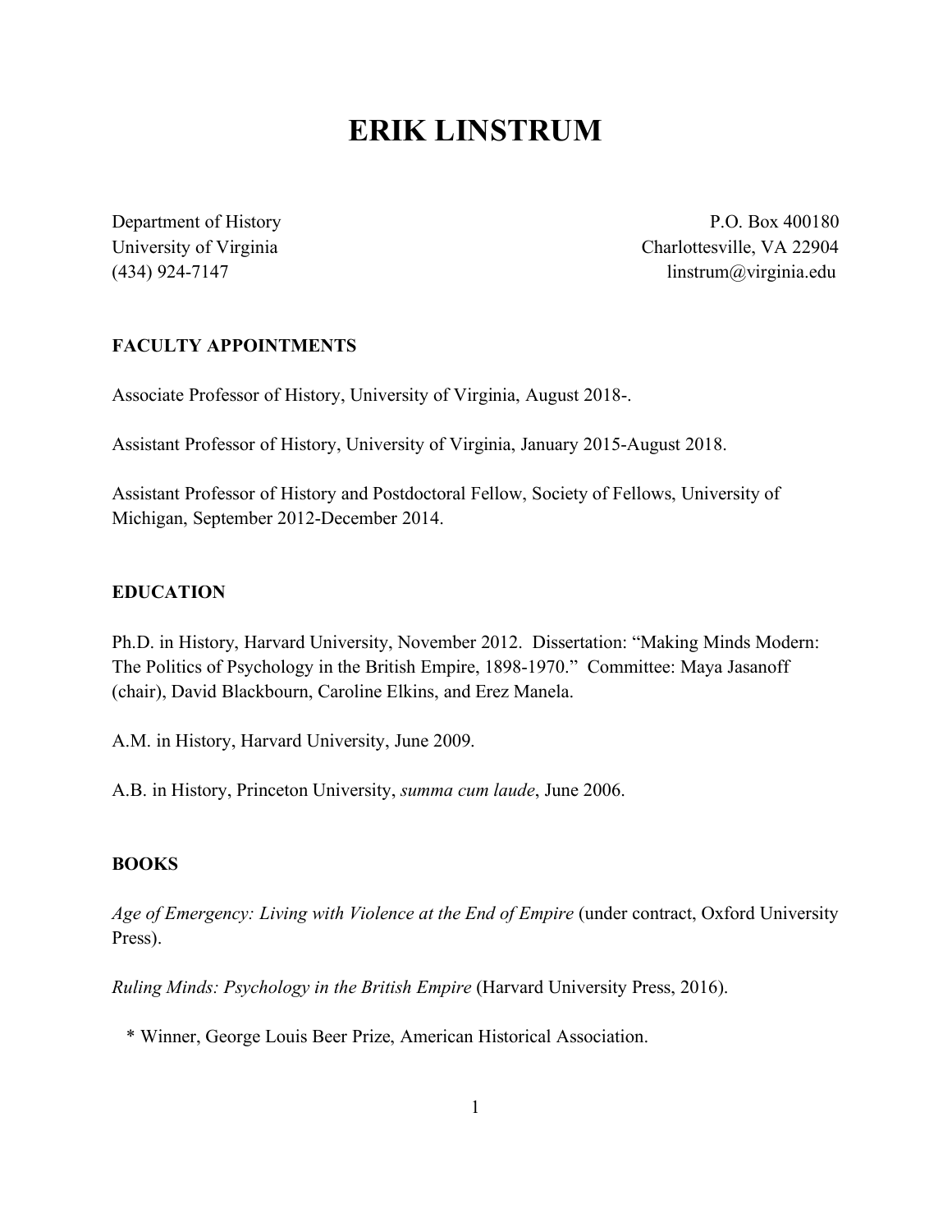# ERIK LINSTRUM

Department of History
University of Virginia
(434) 924-7147

P.O. Box 400180
Charlottesville, VA 22904
linstrum@virginia.edu

## FACULTY APPOINTMENTS

Associate Professor of History, University of Virginia, August 2018-.

Assistant Professor of History, University of Virginia, January 2015-August 2018.

Assistant Professor of History and Postdoctoral Fellow, Society of Fellows, University of Michigan, September 2012-December 2014.

## EDUCATION

Ph.D. in History, Harvard University, November 2012. Dissertation: "Making Minds Modern: The Politics of Psychology in the British Empire, 1898-1970." Committee: Maya Jasanoff (chair), David Blackbourn, Caroline Elkins, and Erez Manela.

A.M. in History, Harvard University, June 2009.

A.B. in History, Princeton University, *summa cum laude*, June 2006.

## BOOKS

*Age of Emergency: Living with Violence at the End of Empire* (under contract, Oxford University Press).

*Ruling Minds: Psychology in the British Empire* (Harvard University Press, 2016).

* Winner, George Louis Beer Prize, American Historical Association.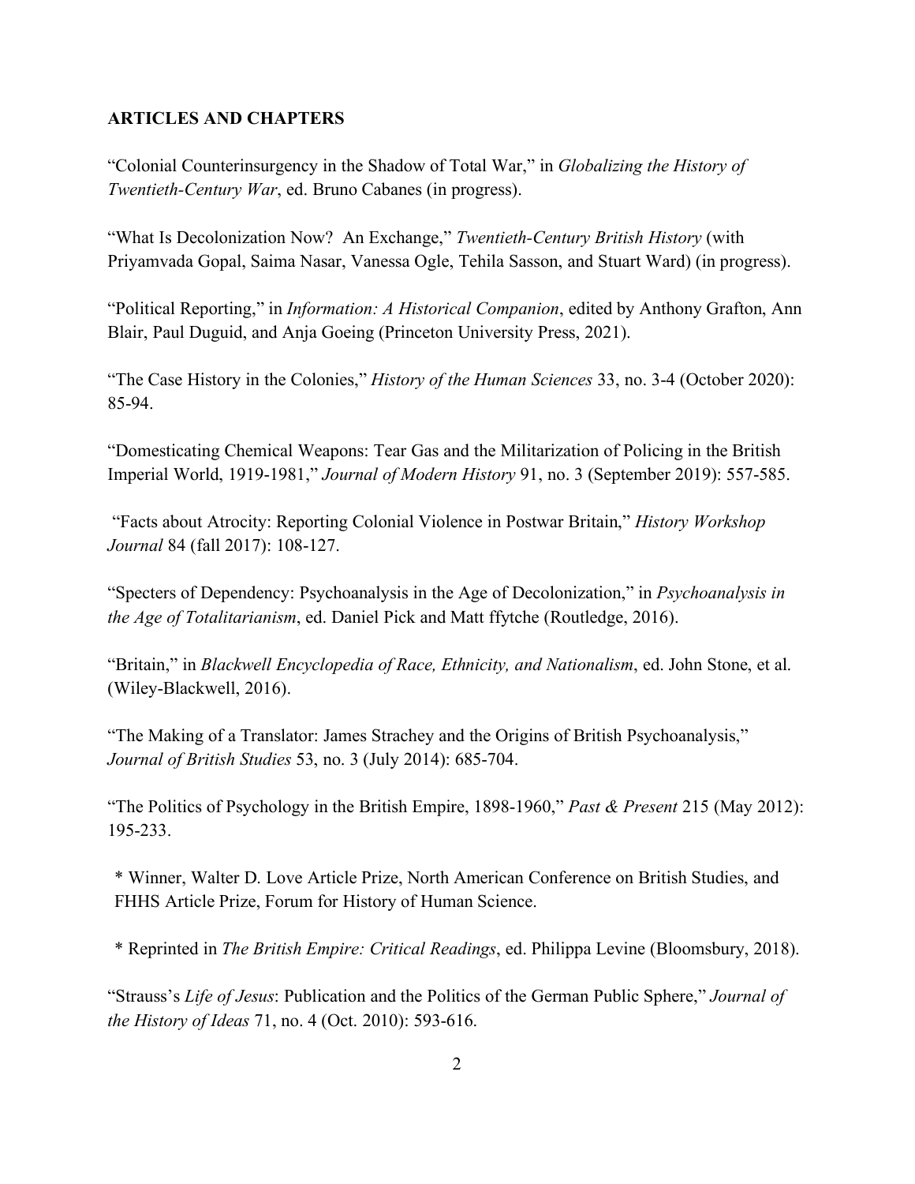**ARTICLES AND CHAPTERS**

"Colonial Counterinsurgency in the Shadow of Total War," in *Globalizing the History of Twentieth-Century War*, ed. Bruno Cabanes (in progress).

"What Is Decolonization Now? An Exchange," *Twentieth-Century British History* (with Priyamvada Gopal, Saima Nasar, Vanessa Ogle, Tehila Sasson, and Stuart Ward) (in progress).

"Political Reporting," in *Information: A Historical Companion*, edited by Anthony Grafton, Ann Blair, Paul Duguid, and Anja Goeing (Princeton University Press, 2021).

"The Case History in the Colonies," *History of the Human Sciences* 33, no. 3-4 (October 2020): 85-94.

"Domesticating Chemical Weapons: Tear Gas and the Militarization of Policing in the British Imperial World, 1919-1981," *Journal of Modern History* 91, no. 3 (September 2019): 557-585.

"Facts about Atrocity: Reporting Colonial Violence in Postwar Britain," *History Workshop Journal* 84 (fall 2017): 108-127.

"Specters of Dependency: Psychoanalysis in the Age of Decolonization," in *Psychoanalysis in the Age of Totalitarianism*, ed. Daniel Pick and Matt ffytche (Routledge, 2016).

"Britain," in *Blackwell Encyclopedia of Race, Ethnicity, and Nationalism*, ed. John Stone, et al. (Wiley-Blackwell, 2016).

"The Making of a Translator: James Strachey and the Origins of British Psychoanalysis," *Journal of British Studies* 53, no. 3 (July 2014): 685-704.

"The Politics of Psychology in the British Empire, 1898-1960," *Past & Present* 215 (May 2012): 195-233.

* Winner, Walter D. Love Article Prize, North American Conference on British Studies, and FHHS Article Prize, Forum for History of Human Science.

* Reprinted in *The British Empire: Critical Readings*, ed. Philippa Levine (Bloomsbury, 2018).

"Strauss's *Life of Jesus*: Publication and the Politics of the German Public Sphere," *Journal of the History of Ideas* 71, no. 4 (Oct. 2010): 593-616.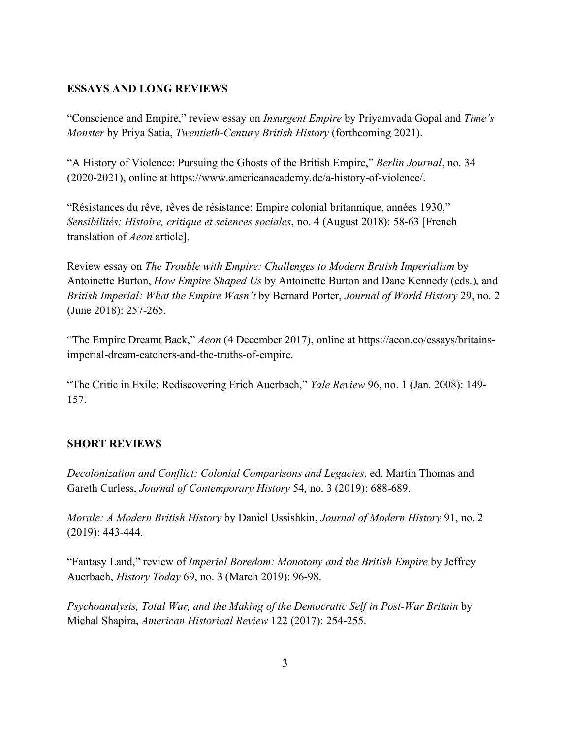## ESSAYS AND LONG REVIEWS

"Conscience and Empire," review essay on *Insurgent Empire* by Priyamvada Gopal and *Time's Monster* by Priya Satia, *Twentieth-Century British History* (forthcoming 2021).

"A History of Violence: Pursuing the Ghosts of the British Empire," *Berlin Journal*, no. 34 (2020-2021), online at https://www.americanacademy.de/a-history-of-violence/.

"Résistances du rêve, rêves de résistance: Empire colonial britannique, années 1930," *Sensibilités: Histoire, critique et sciences sociales*, no. 4 (August 2018): 58-63 [French translation of *Aeon* article].

Review essay on *The Trouble with Empire: Challenges to Modern British Imperialism* by Antoinette Burton, *How Empire Shaped Us* by Antoinette Burton and Dane Kennedy (eds.), and *British Imperial: What the Empire Wasn't* by Bernard Porter, *Journal of World History* 29, no. 2 (June 2018): 257-265.

"The Empire Dreamt Back," *Aeon* (4 December 2017), online at https://aeon.co/essays/britains-imperial-dream-catchers-and-the-truths-of-empire.

"The Critic in Exile: Rediscovering Erich Auerbach," *Yale Review* 96, no. 1 (Jan. 2008): 149-157.

## SHORT REVIEWS

*Decolonization and Conflict: Colonial Comparisons and Legacies*, ed. Martin Thomas and Gareth Curless, *Journal of Contemporary History* 54, no. 3 (2019): 688-689.

*Morale: A Modern British History* by Daniel Ussishkin, *Journal of Modern History* 91, no. 2 (2019): 443-444.

"Fantasy Land," review of *Imperial Boredom: Monotony and the British Empire* by Jeffrey Auerbach, *History Today* 69, no. 3 (March 2019): 96-98.

*Psychoanalysis, Total War, and the Making of the Democratic Self in Post-War Britain* by Michal Shapira, *American Historical Review* 122 (2017): 254-255.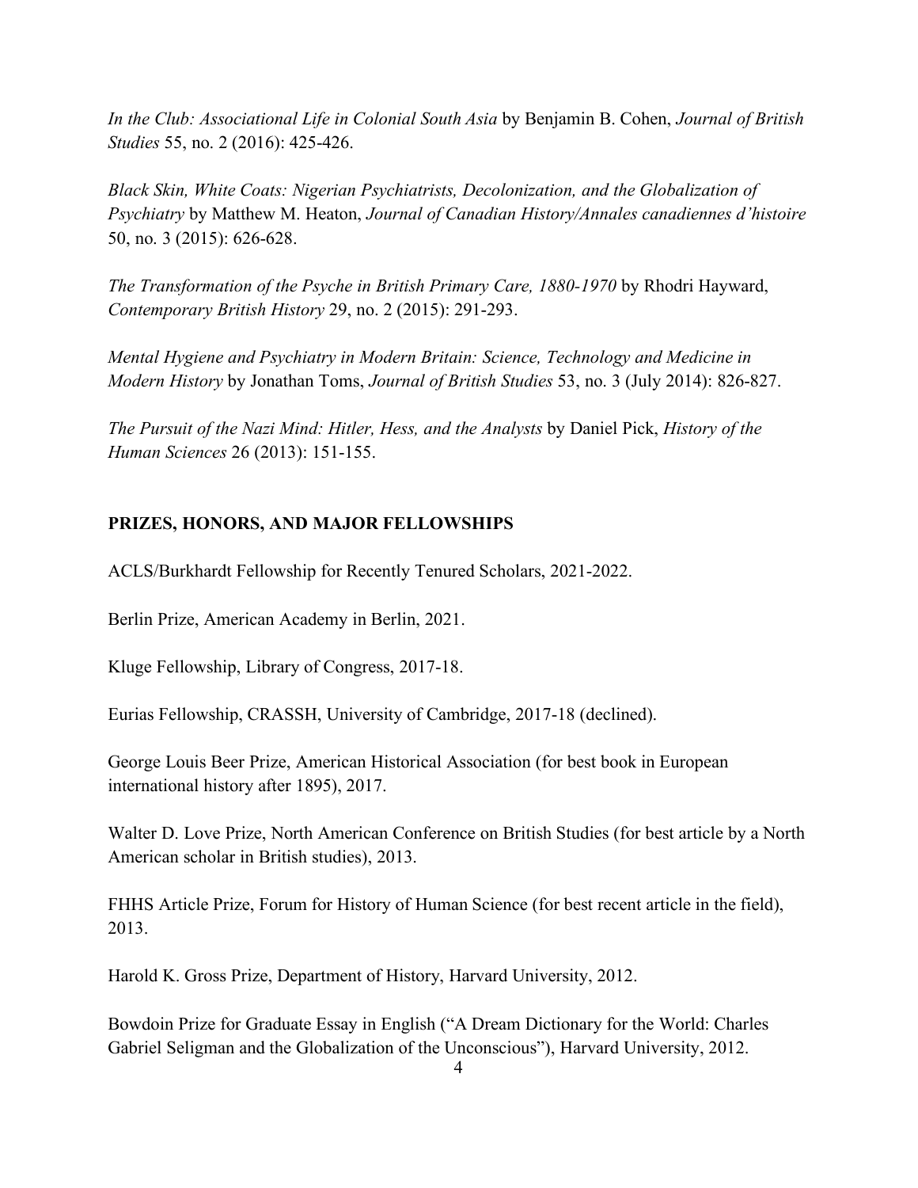*In the Club: Associational Life in Colonial South Asia* by Benjamin B. Cohen, *Journal of British Studies* 55, no. 2 (2016): 425-426.

*Black Skin, White Coats: Nigerian Psychiatrists, Decolonization, and the Globalization of Psychiatry* by Matthew M. Heaton, *Journal of Canadian History/Annales canadiennes d'histoire* 50, no. 3 (2015): 626-628.

*The Transformation of the Psyche in British Primary Care, 1880-1970* by Rhodri Hayward, *Contemporary British History* 29, no. 2 (2015): 291-293.

*Mental Hygiene and Psychiatry in Modern Britain: Science, Technology and Medicine in Modern History* by Jonathan Toms, *Journal of British Studies* 53, no. 3 (July 2014): 826-827.

*The Pursuit of the Nazi Mind: Hitler, Hess, and the Analysts* by Daniel Pick, *History of the Human Sciences* 26 (2013): 151-155.

## PRIZES, HONORS, AND MAJOR FELLOWSHIPS

ACLS/Burkhardt Fellowship for Recently Tenured Scholars, 2021-2022.

Berlin Prize, American Academy in Berlin, 2021.

Kluge Fellowship, Library of Congress, 2017-18.

Eurias Fellowship, CRASSH, University of Cambridge, 2017-18 (declined).

George Louis Beer Prize, American Historical Association (for best book in European international history after 1895), 2017.

Walter D. Love Prize, North American Conference on British Studies (for best article by a North American scholar in British studies), 2013.

FHHS Article Prize, Forum for History of Human Science (for best recent article in the field), 2013.

Harold K. Gross Prize, Department of History, Harvard University, 2012.

Bowdoin Prize for Graduate Essay in English ("A Dream Dictionary for the World: Charles Gabriel Seligman and the Globalization of the Unconscious"), Harvard University, 2012.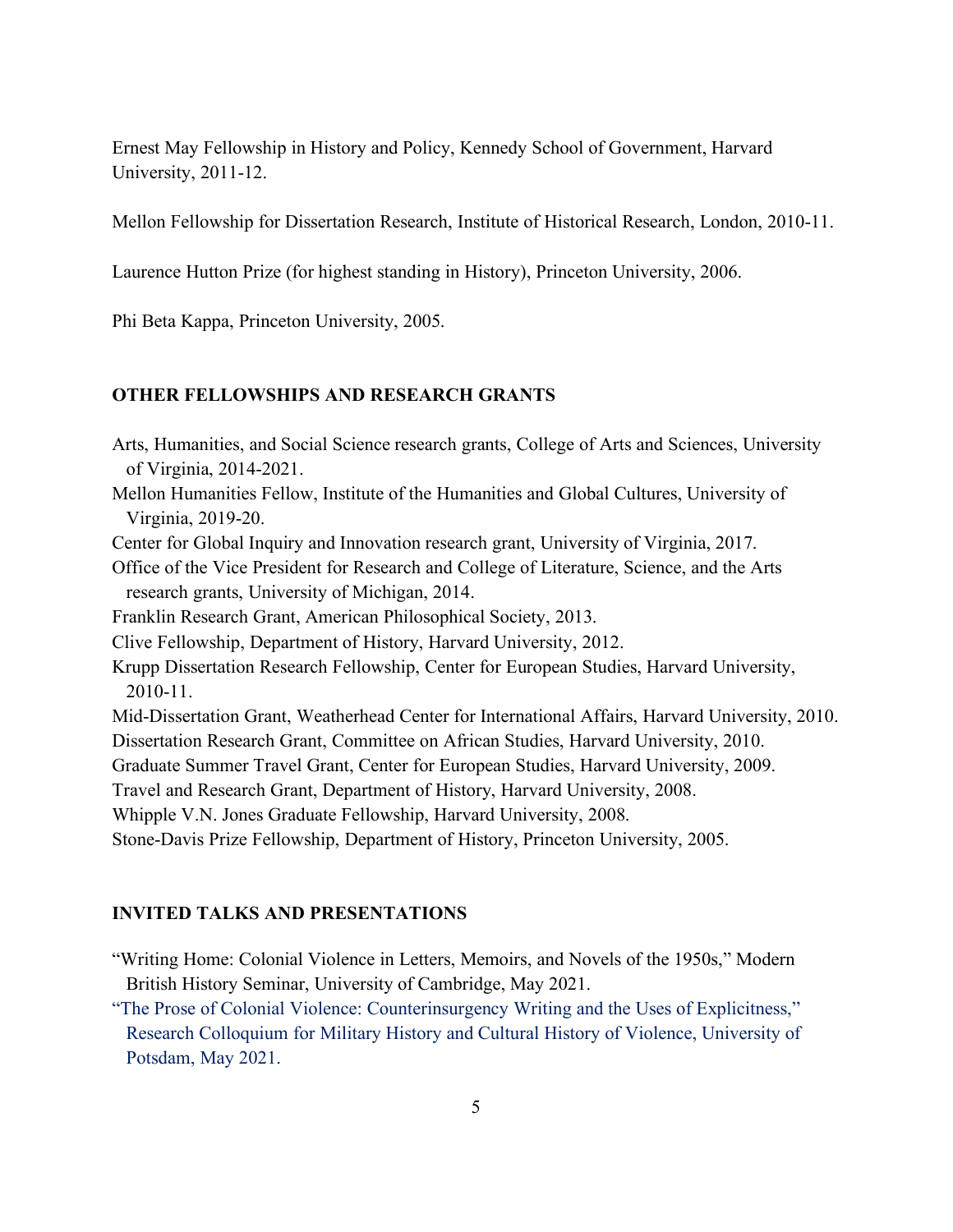Ernest May Fellowship in History and Policy, Kennedy School of Government, Harvard University, 2011-12.

Mellon Fellowship for Dissertation Research, Institute of Historical Research, London, 2010-11.

Laurence Hutton Prize (for highest standing in History), Princeton University, 2006.

Phi Beta Kappa, Princeton University, 2005.

## OTHER FELLOWSHIPS AND RESEARCH GRANTS

Arts, Humanities, and Social Science research grants, College of Arts and Sciences, University of Virginia, 2014-2021.

Mellon Humanities Fellow, Institute of the Humanities and Global Cultures, University of Virginia, 2019-20.

Center for Global Inquiry and Innovation research grant, University of Virginia, 2017.

Office of the Vice President for Research and College of Literature, Science, and the Arts research grants, University of Michigan, 2014.

Franklin Research Grant, American Philosophical Society, 2013.

Clive Fellowship, Department of History, Harvard University, 2012.

Krupp Dissertation Research Fellowship, Center for European Studies, Harvard University, 2010-11.

Mid-Dissertation Grant, Weatherhead Center for International Affairs, Harvard University, 2010.

Dissertation Research Grant, Committee on African Studies, Harvard University, 2010.

Graduate Summer Travel Grant, Center for European Studies, Harvard University, 2009.

Travel and Research Grant, Department of History, Harvard University, 2008.

Whipple V.N. Jones Graduate Fellowship, Harvard University, 2008.

Stone-Davis Prize Fellowship, Department of History, Princeton University, 2005.

## INVITED TALKS AND PRESENTATIONS

"Writing Home: Colonial Violence in Letters, Memoirs, and Novels of the 1950s," Modern British History Seminar, University of Cambridge, May 2021.

"The Prose of Colonial Violence: Counterinsurgency Writing and the Uses of Explicitness," Research Colloquium for Military History and Cultural History of Violence, University of Potsdam, May 2021.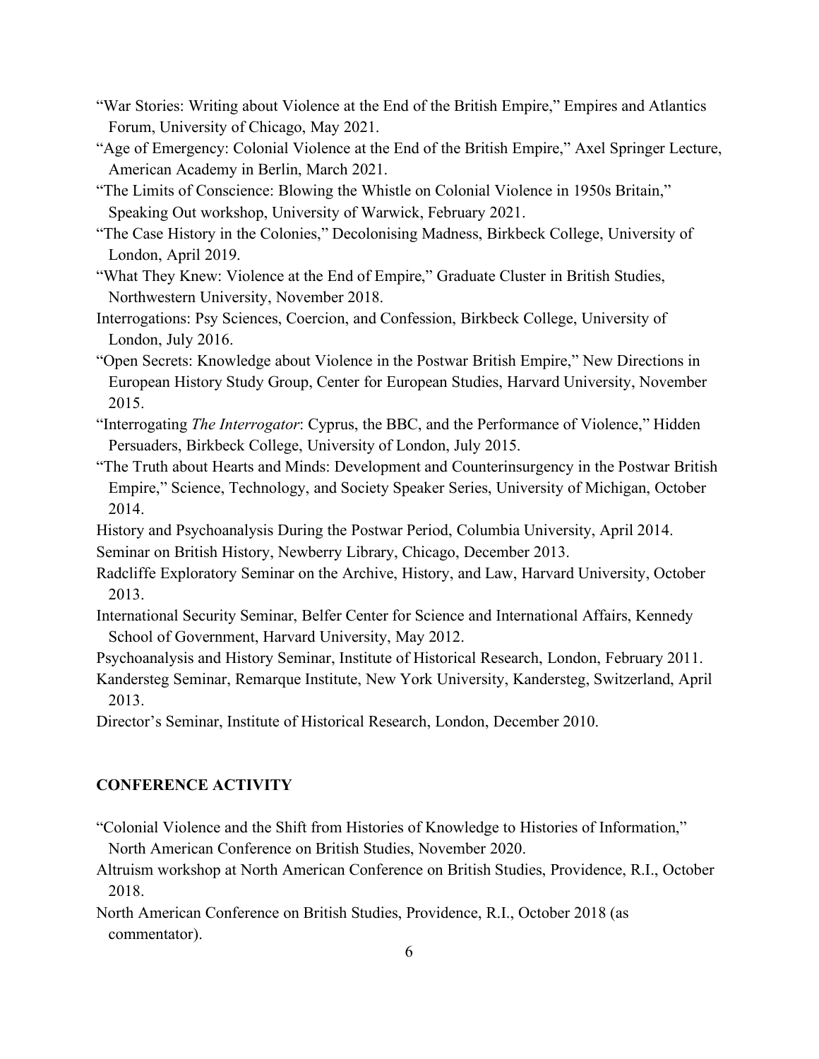"War Stories: Writing about Violence at the End of the British Empire," Empires and Atlantics Forum, University of Chicago, May 2021.

"Age of Emergency: Colonial Violence at the End of the British Empire," Axel Springer Lecture, American Academy in Berlin, March 2021.

"The Limits of Conscience: Blowing the Whistle on Colonial Violence in 1950s Britain," Speaking Out workshop, University of Warwick, February 2021.

"The Case History in the Colonies," Decolonising Madness, Birkbeck College, University of London, April 2019.

"What They Knew: Violence at the End of Empire," Graduate Cluster in British Studies, Northwestern University, November 2018.

Interrogations: Psy Sciences, Coercion, and Confession, Birkbeck College, University of London, July 2016.

"Open Secrets: Knowledge about Violence in the Postwar British Empire," New Directions in European History Study Group, Center for European Studies, Harvard University, November 2015.

"Interrogating *The Interrogator*: Cyprus, the BBC, and the Performance of Violence," Hidden Persuaders, Birkbeck College, University of London, July 2015.

"The Truth about Hearts and Minds: Development and Counterinsurgency in the Postwar British Empire," Science, Technology, and Society Speaker Series, University of Michigan, October 2014.

History and Psychoanalysis During the Postwar Period, Columbia University, April 2014.

Seminar on British History, Newberry Library, Chicago, December 2013.

Radcliffe Exploratory Seminar on the Archive, History, and Law, Harvard University, October 2013.

International Security Seminar, Belfer Center for Science and International Affairs, Kennedy School of Government, Harvard University, May 2012.

Psychoanalysis and History Seminar, Institute of Historical Research, London, February 2011.

Kandersteg Seminar, Remarque Institute, New York University, Kandersteg, Switzerland, April 2013.

Director's Seminar, Institute of Historical Research, London, December 2010.

## CONFERENCE ACTIVITY

"Colonial Violence and the Shift from Histories of Knowledge to Histories of Information," North American Conference on British Studies, November 2020.

Altruism workshop at North American Conference on British Studies, Providence, R.I., October 2018.

North American Conference on British Studies, Providence, R.I., October 2018 (as commentator).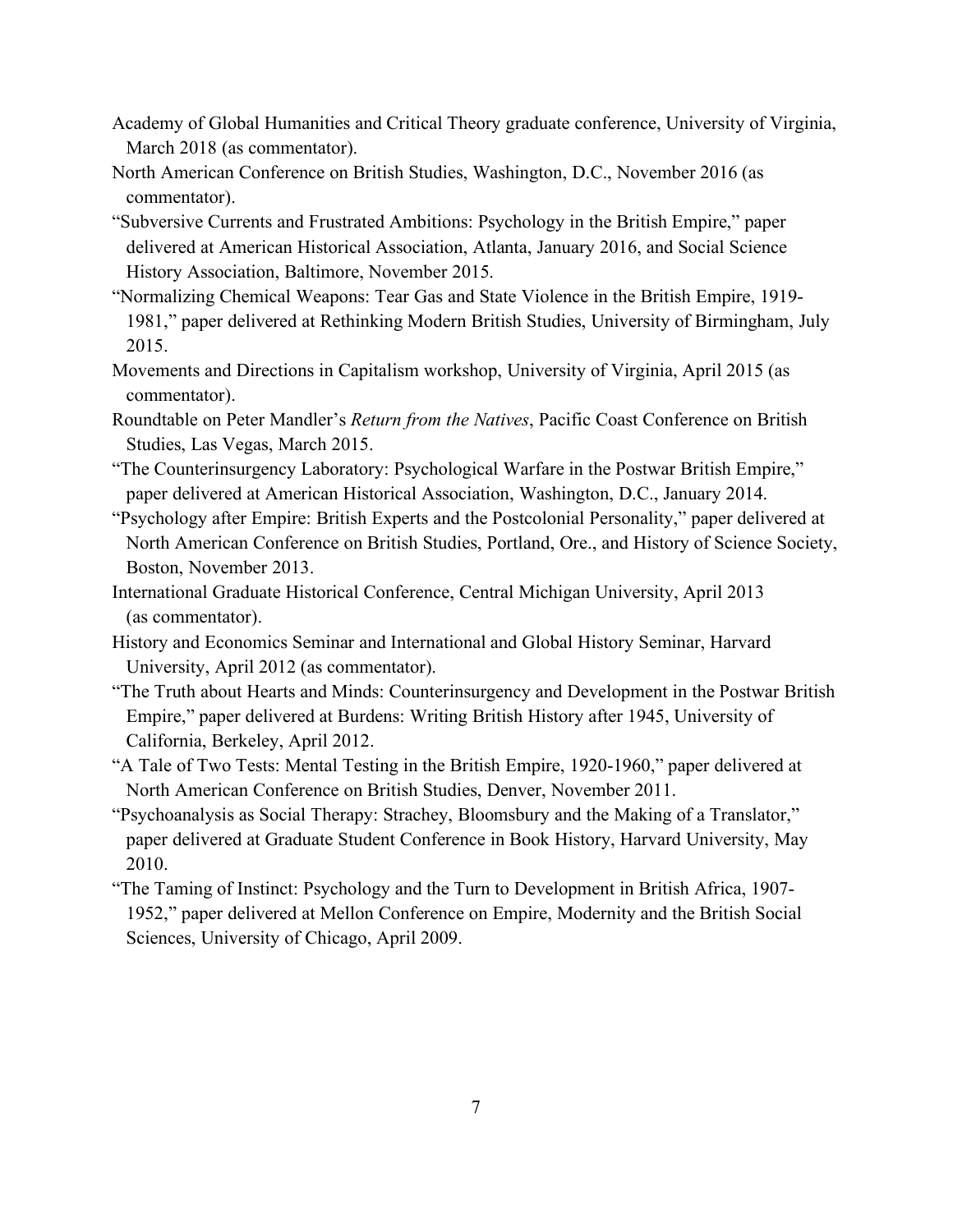Academy of Global Humanities and Critical Theory graduate conference, University of Virginia, March 2018 (as commentator).

North American Conference on British Studies, Washington, D.C., November 2016 (as commentator).

"Subversive Currents and Frustrated Ambitions: Psychology in the British Empire," paper delivered at American Historical Association, Atlanta, January 2016, and Social Science History Association, Baltimore, November 2015.

"Normalizing Chemical Weapons: Tear Gas and State Violence in the British Empire, 1919-1981," paper delivered at Rethinking Modern British Studies, University of Birmingham, July 2015.

Movements and Directions in Capitalism workshop, University of Virginia, April 2015 (as commentator).

Roundtable on Peter Mandler's *Return from the Natives*, Pacific Coast Conference on British Studies, Las Vegas, March 2015.

"The Counterinsurgency Laboratory: Psychological Warfare in the Postwar British Empire," paper delivered at American Historical Association, Washington, D.C., January 2014.

"Psychology after Empire: British Experts and the Postcolonial Personality," paper delivered at North American Conference on British Studies, Portland, Ore., and History of Science Society, Boston, November 2013.

International Graduate Historical Conference, Central Michigan University, April 2013 (as commentator).

History and Economics Seminar and International and Global History Seminar, Harvard University, April 2012 (as commentator).

"The Truth about Hearts and Minds: Counterinsurgency and Development in the Postwar British Empire," paper delivered at Burdens: Writing British History after 1945, University of California, Berkeley, April 2012.

"A Tale of Two Tests: Mental Testing in the British Empire, 1920-1960," paper delivered at North American Conference on British Studies, Denver, November 2011.

"Psychoanalysis as Social Therapy: Strachey, Bloomsbury and the Making of a Translator," paper delivered at Graduate Student Conference in Book History, Harvard University, May 2010.

"The Taming of Instinct: Psychology and the Turn to Development in British Africa, 1907-1952," paper delivered at Mellon Conference on Empire, Modernity and the British Social Sciences, University of Chicago, April 2009.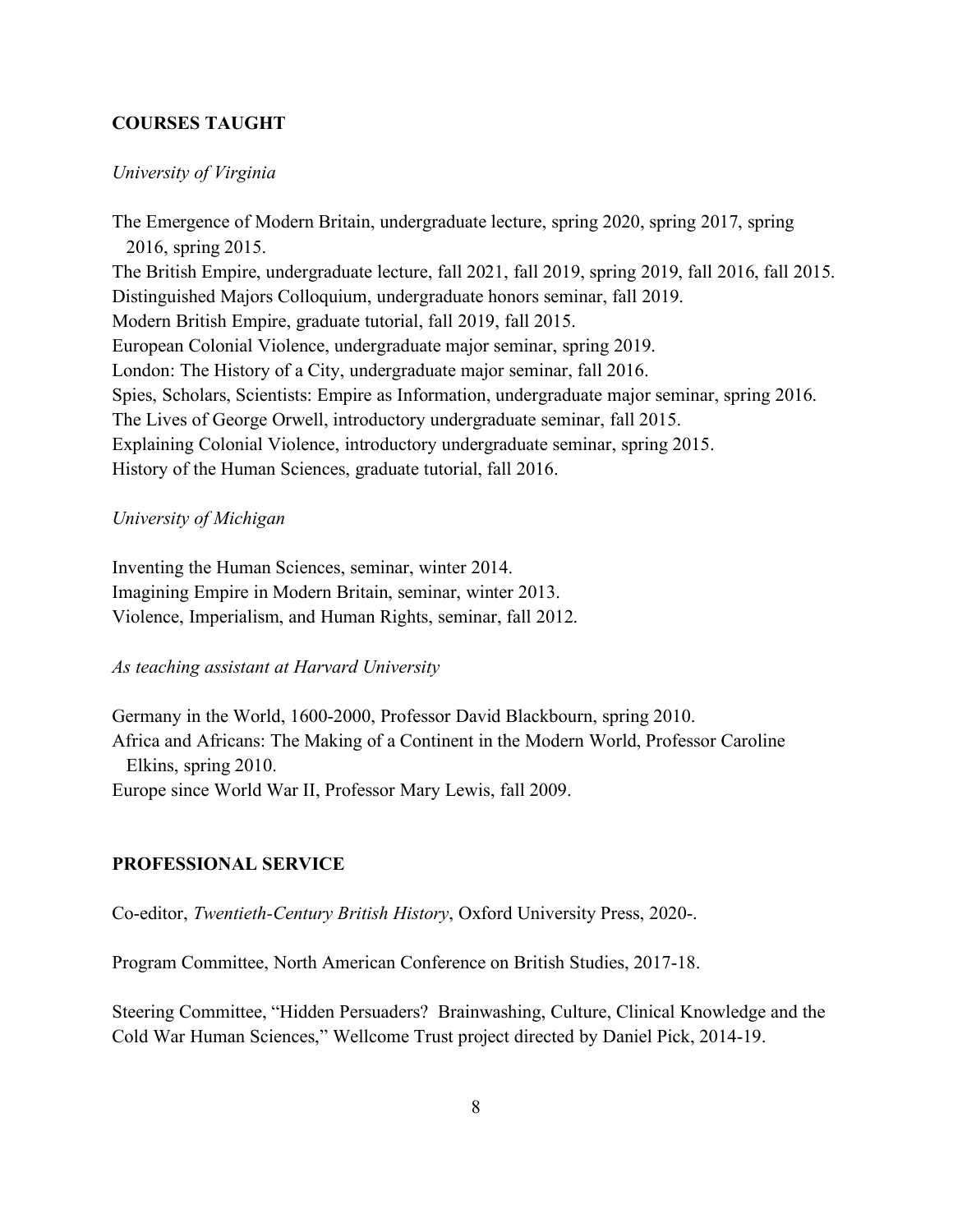## COURSES TAUGHT

*University of Virginia*

The Emergence of Modern Britain, undergraduate lecture, spring 2020, spring 2017, spring 2016, spring 2015.
The British Empire, undergraduate lecture, fall 2021, fall 2019, spring 2019, fall 2016, fall 2015.
Distinguished Majors Colloquium, undergraduate honors seminar, fall 2019.
Modern British Empire, graduate tutorial, fall 2019, fall 2015.
European Colonial Violence, undergraduate major seminar, spring 2019.
London: The History of a City, undergraduate major seminar, fall 2016.
Spies, Scholars, Scientists: Empire as Information, undergraduate major seminar, spring 2016.
The Lives of George Orwell, introductory undergraduate seminar, fall 2015.
Explaining Colonial Violence, introductory undergraduate seminar, spring 2015.
History of the Human Sciences, graduate tutorial, fall 2016.

*University of Michigan*

Inventing the Human Sciences, seminar, winter 2014.
Imagining Empire in Modern Britain, seminar, winter 2013.
Violence, Imperialism, and Human Rights, seminar, fall 2012.

*As teaching assistant at Harvard University*

Germany in the World, 1600-2000, Professor David Blackbourn, spring 2010.
Africa and Africans: The Making of a Continent in the Modern World, Professor Caroline Elkins, spring 2010.
Europe since World War II, Professor Mary Lewis, fall 2009.

## PROFESSIONAL SERVICE

Co-editor, *Twentieth-Century British History*, Oxford University Press, 2020-.

Program Committee, North American Conference on British Studies, 2017-18.

Steering Committee, "Hidden Persuaders? Brainwashing, Culture, Clinical Knowledge and the Cold War Human Sciences," Wellcome Trust project directed by Daniel Pick, 2014-19.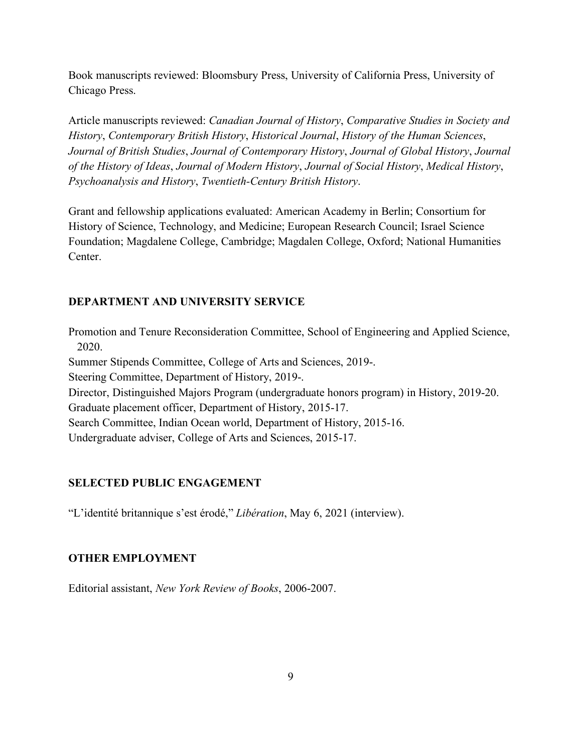Book manuscripts reviewed: Bloomsbury Press, University of California Press, University of Chicago Press.

Article manuscripts reviewed: *Canadian Journal of History*, *Comparative Studies in Society and History*, *Contemporary British History*, *Historical Journal*, *History of the Human Sciences*, *Journal of British Studies*, *Journal of Contemporary History*, *Journal of Global History*, *Journal of the History of Ideas*, *Journal of Modern History*, *Journal of Social History*, *Medical History*, *Psychoanalysis and History*, *Twentieth-Century British History*.

Grant and fellowship applications evaluated: American Academy in Berlin; Consortium for History of Science, Technology, and Medicine; European Research Council; Israel Science Foundation; Magdalene College, Cambridge; Magdalen College, Oxford; National Humanities Center.

## DEPARTMENT AND UNIVERSITY SERVICE

Promotion and Tenure Reconsideration Committee, School of Engineering and Applied Science, 2020.
Summer Stipends Committee, College of Arts and Sciences, 2019-.
Steering Committee, Department of History, 2019-.
Director, Distinguished Majors Program (undergraduate honors program) in History, 2019-20.
Graduate placement officer, Department of History, 2015-17.
Search Committee, Indian Ocean world, Department of History, 2015-16.
Undergraduate adviser, College of Arts and Sciences, 2015-17.

## SELECTED PUBLIC ENGAGEMENT

"L'identité britannique s'est érodé," *Libération*, May 6, 2021 (interview).

## OTHER EMPLOYMENT

Editorial assistant, *New York Review of Books*, 2006-2007.